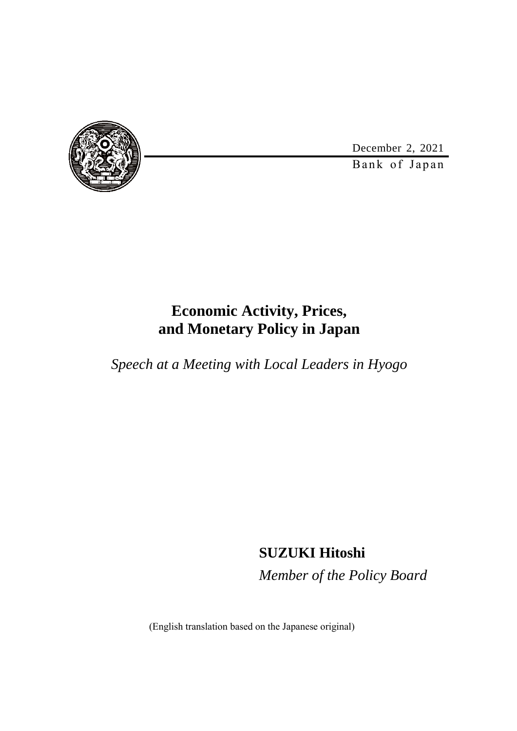December 2, 2021

Bank of Japan

# Economic Activity, Prices, and Monetary Policy in Japan

*Speech at a Meeting with Local Leaders in Hyogo*

**SUZUKI Hitoshi**

*Member of the Policy Board*

(English translation based on the Japanese original)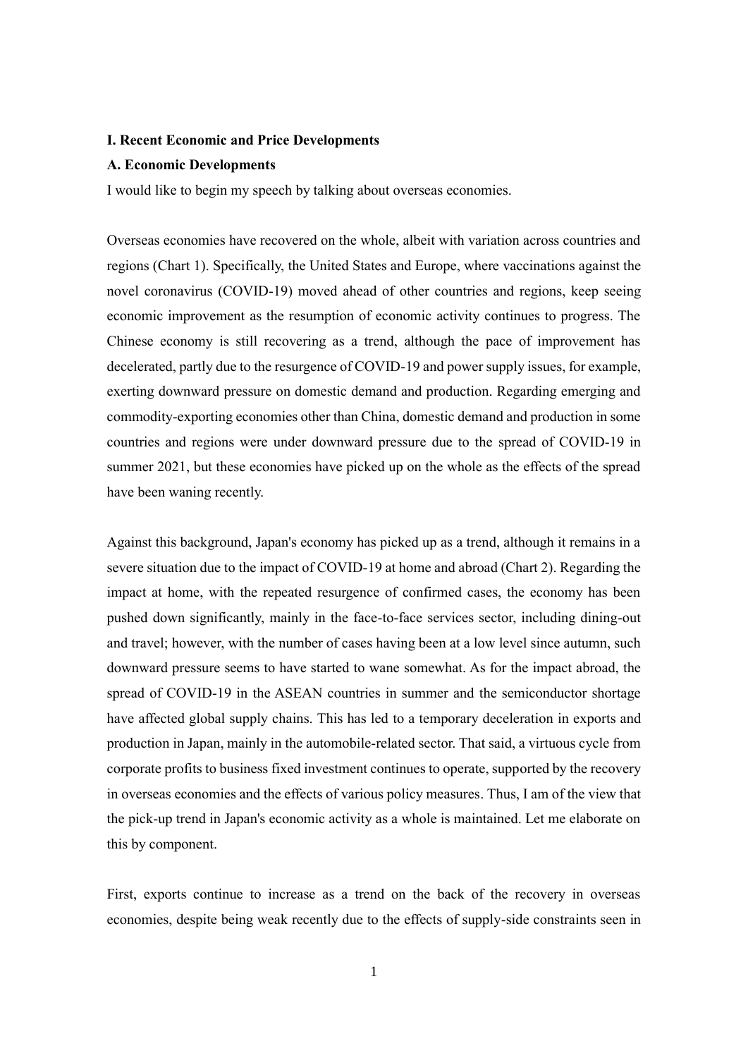# I. Recent Economic and Price Developments

## A. Economic Developments

I would like to begin my speech by talking about overseas economies.

Overseas economies have recovered on the whole, albeit with variation across countries and regions (Chart 1). Specifically, the United States and Europe, where vaccinations against the novel coronavirus (COVID-19) moved ahead of other countries and regions, keep seeing economic improvement as the resumption of economic activity continues to progress. The Chinese economy is still recovering as a trend, although the pace of improvement has decelerated, partly due to the resurgence of COVID-19 and power supply issues, for example, exerting downward pressure on domestic demand and production. Regarding emerging and commodity-exporting economies other than China, domestic demand and production in some countries and regions were under downward pressure due to the spread of COVID-19 in summer 2021, but these economies have picked up on the whole as the effects of the spread have been waning recently.

Against this background, Japan's economy has picked up as a trend, although it remains in a severe situation due to the impact of COVID-19 at home and abroad (Chart 2). Regarding the impact at home, with the repeated resurgence of confirmed cases, the economy has been pushed down significantly, mainly in the face-to-face services sector, including dining-out and travel; however, with the number of cases having been at a low level since autumn, such downward pressure seems to have started to wane somewhat. As for the impact abroad, the spread of COVID-19 in the ASEAN countries in summer and the semiconductor shortage have affected global supply chains. This has led to a temporary deceleration in exports and production in Japan, mainly in the automobile-related sector. That said, a virtuous cycle from corporate profits to business fixed investment continues to operate, supported by the recovery in overseas economies and the effects of various policy measures. Thus, I am of the view that the pick-up trend in Japan's economic activity as a whole is maintained. Let me elaborate on this by component.

First, exports continue to increase as a trend on the back of the recovery in overseas economies, despite being weak recently due to the effects of supply-side constraints seen in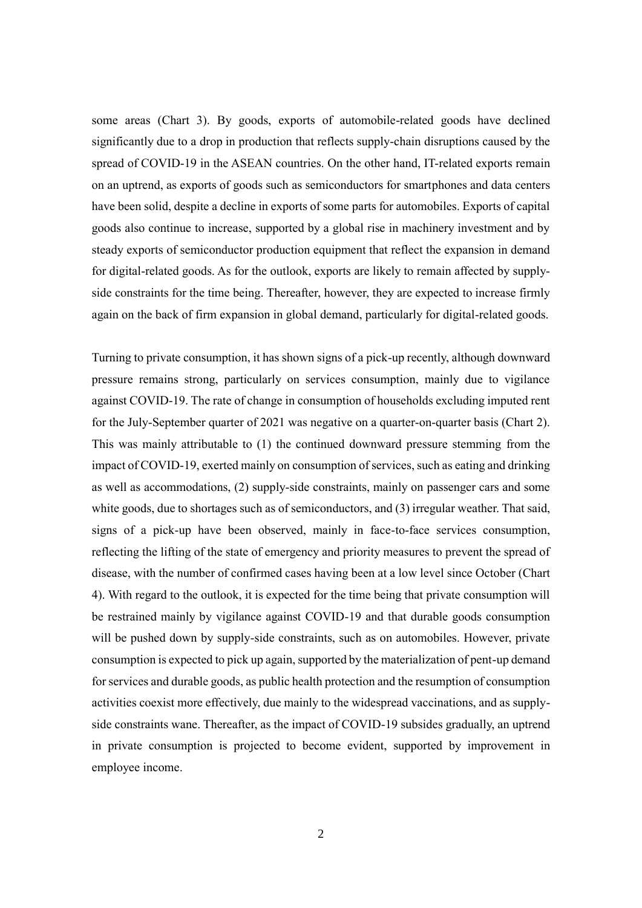some areas (Chart 3). By goods, exports of automobile-related goods have declined significantly due to a drop in production that reflects supply-chain disruptions caused by the spread of COVID-19 in the ASEAN countries. On the other hand, IT-related exports remain on an uptrend, as exports of goods such as semiconductors for smartphones and data centers have been solid, despite a decline in exports of some parts for automobiles. Exports of capital goods also continue to increase, supported by a global rise in machinery investment and by steady exports of semiconductor production equipment that reflect the expansion in demand for digital-related goods. As for the outlook, exports are likely to remain affected by supply-side constraints for the time being. Thereafter, however, they are expected to increase firmly again on the back of firm expansion in global demand, particularly for digital-related goods.

Turning to private consumption, it has shown signs of a pick-up recently, although downward pressure remains strong, particularly on services consumption, mainly due to vigilance against COVID-19. The rate of change in consumption of households excluding imputed rent for the July-September quarter of 2021 was negative on a quarter-on-quarter basis (Chart 2). This was mainly attributable to (1) the continued downward pressure stemming from the impact of COVID-19, exerted mainly on consumption of services, such as eating and drinking as well as accommodations, (2) supply-side constraints, mainly on passenger cars and some white goods, due to shortages such as of semiconductors, and (3) irregular weather. That said, signs of a pick-up have been observed, mainly in face-to-face services consumption, reflecting the lifting of the state of emergency and priority measures to prevent the spread of disease, with the number of confirmed cases having been at a low level since October (Chart 4). With regard to the outlook, it is expected for the time being that private consumption will be restrained mainly by vigilance against COVID-19 and that durable goods consumption will be pushed down by supply-side constraints, such as on automobiles. However, private consumption is expected to pick up again, supported by the materialization of pent-up demand for services and durable goods, as public health protection and the resumption of consumption activities coexist more effectively, due mainly to the widespread vaccinations, and as supply-side constraints wane. Thereafter, as the impact of COVID-19 subsides gradually, an uptrend in private consumption is projected to become evident, supported by improvement in employee income.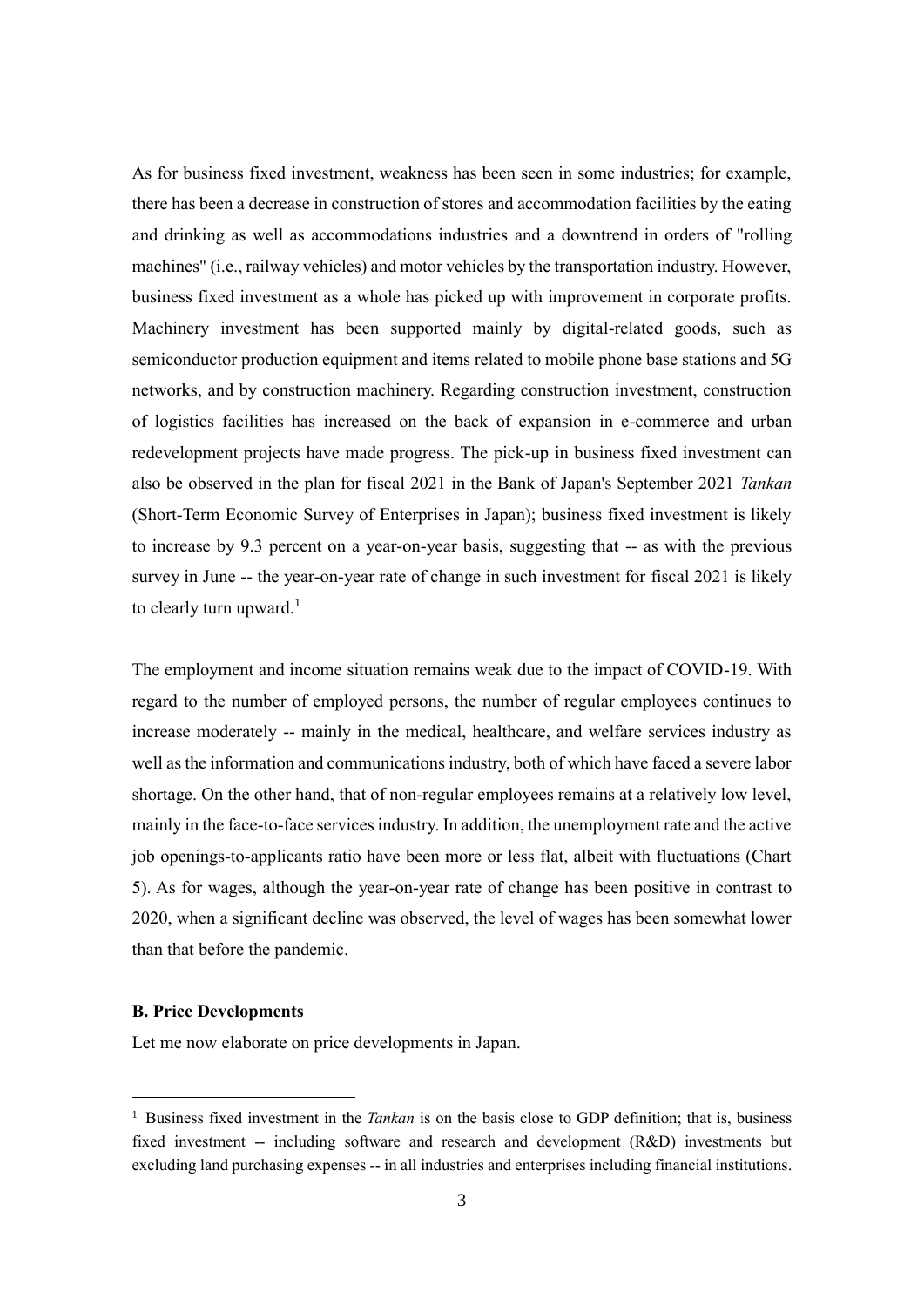As for business fixed investment, weakness has been seen in some industries; for example, there has been a decrease in construction of stores and accommodation facilities by the eating and drinking as well as accommodations industries and a downtrend in orders of "rolling machines" (i.e., railway vehicles) and motor vehicles by the transportation industry. However, business fixed investment as a whole has picked up with improvement in corporate profits. Machinery investment has been supported mainly by digital-related goods, such as semiconductor production equipment and items related to mobile phone base stations and 5G networks, and by construction machinery. Regarding construction investment, construction of logistics facilities has increased on the back of expansion in e-commerce and urban redevelopment projects have made progress. The pick-up in business fixed investment can also be observed in the plan for fiscal 2021 in the Bank of Japan's September 2021 *Tankan* (Short-Term Economic Survey of Enterprises in Japan); business fixed investment is likely to increase by 9.3 percent on a year-on-year basis, suggesting that -- as with the previous survey in June -- the year-on-year rate of change in such investment for fiscal 2021 is likely to clearly turn upward.[1]

The employment and income situation remains weak due to the impact of COVID-19. With regard to the number of employed persons, the number of regular employees continues to increase moderately -- mainly in the medical, healthcare, and welfare services industry as well as the information and communications industry, both of which have faced a severe labor shortage. On the other hand, that of non-regular employees remains at a relatively low level, mainly in the face-to-face services industry. In addition, the unemployment rate and the active job openings-to-applicants ratio have been more or less flat, albeit with fluctuations (Chart 5). As for wages, although the year-on-year rate of change has been positive in contrast to 2020, when a significant decline was observed, the level of wages has been somewhat lower than that before the pandemic.

### B. Price Developments

Let me now elaborate on price developments in Japan.

---

[1] Business fixed investment in the *Tankan* is on the basis close to GDP definition; that is, business fixed investment -- including software and research and development (R&D) investments but excluding land purchasing expenses -- in all industries and enterprises including financial institutions.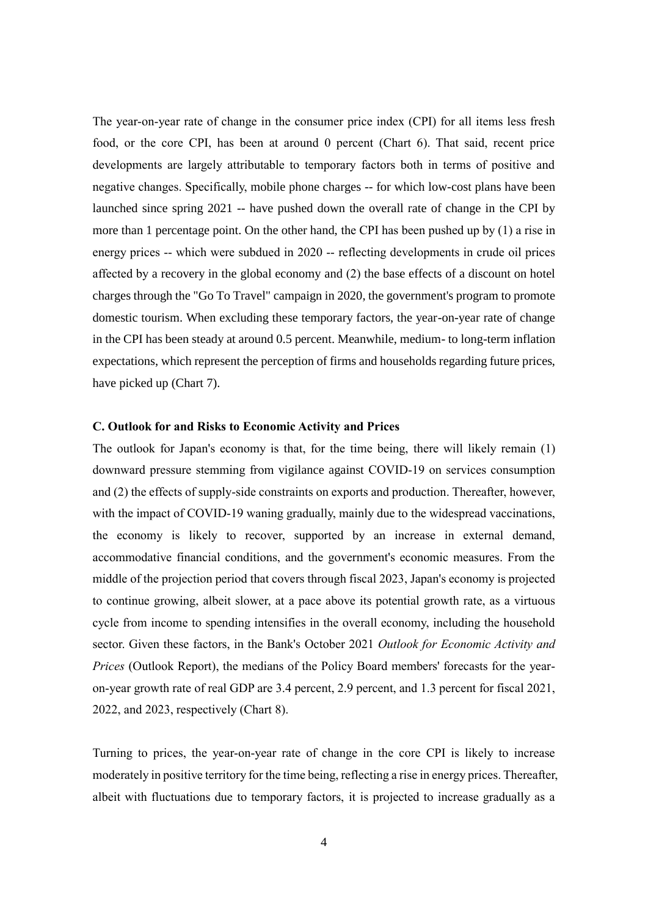The year-on-year rate of change in the consumer price index (CPI) for all items less fresh food, or the core CPI, has been at around 0 percent (Chart 6). That said, recent price developments are largely attributable to temporary factors both in terms of positive and negative changes. Specifically, mobile phone charges -- for which low-cost plans have been launched since spring 2021 -- have pushed down the overall rate of change in the CPI by more than 1 percentage point. On the other hand, the CPI has been pushed up by (1) a rise in energy prices -- which were subdued in 2020 -- reflecting developments in crude oil prices affected by a recovery in the global economy and (2) the base effects of a discount on hotel charges through the "Go To Travel" campaign in 2020, the government's program to promote domestic tourism. When excluding these temporary factors, the year-on-year rate of change in the CPI has been steady at around 0.5 percent. Meanwhile, medium- to long-term inflation expectations, which represent the perception of firms and households regarding future prices, have picked up (Chart 7).

### C. Outlook for and Risks to Economic Activity and Prices

The outlook for Japan's economy is that, for the time being, there will likely remain (1) downward pressure stemming from vigilance against COVID-19 on services consumption and (2) the effects of supply-side constraints on exports and production. Thereafter, however, with the impact of COVID-19 waning gradually, mainly due to the widespread vaccinations, the economy is likely to recover, supported by an increase in external demand, accommodative financial conditions, and the government's economic measures. From the middle of the projection period that covers through fiscal 2023, Japan's economy is projected to continue growing, albeit slower, at a pace above its potential growth rate, as a virtuous cycle from income to spending intensifies in the overall economy, including the household sector. Given these factors, in the Bank's October 2021 *Outlook for Economic Activity and Prices* (Outlook Report), the medians of the Policy Board members' forecasts for the year-on-year growth rate of real GDP are 3.4 percent, 2.9 percent, and 1.3 percent for fiscal 2021, 2022, and 2023, respectively (Chart 8).

Turning to prices, the year-on-year rate of change in the core CPI is likely to increase moderately in positive territory for the time being, reflecting a rise in energy prices. Thereafter, albeit with fluctuations due to temporary factors, it is projected to increase gradually as a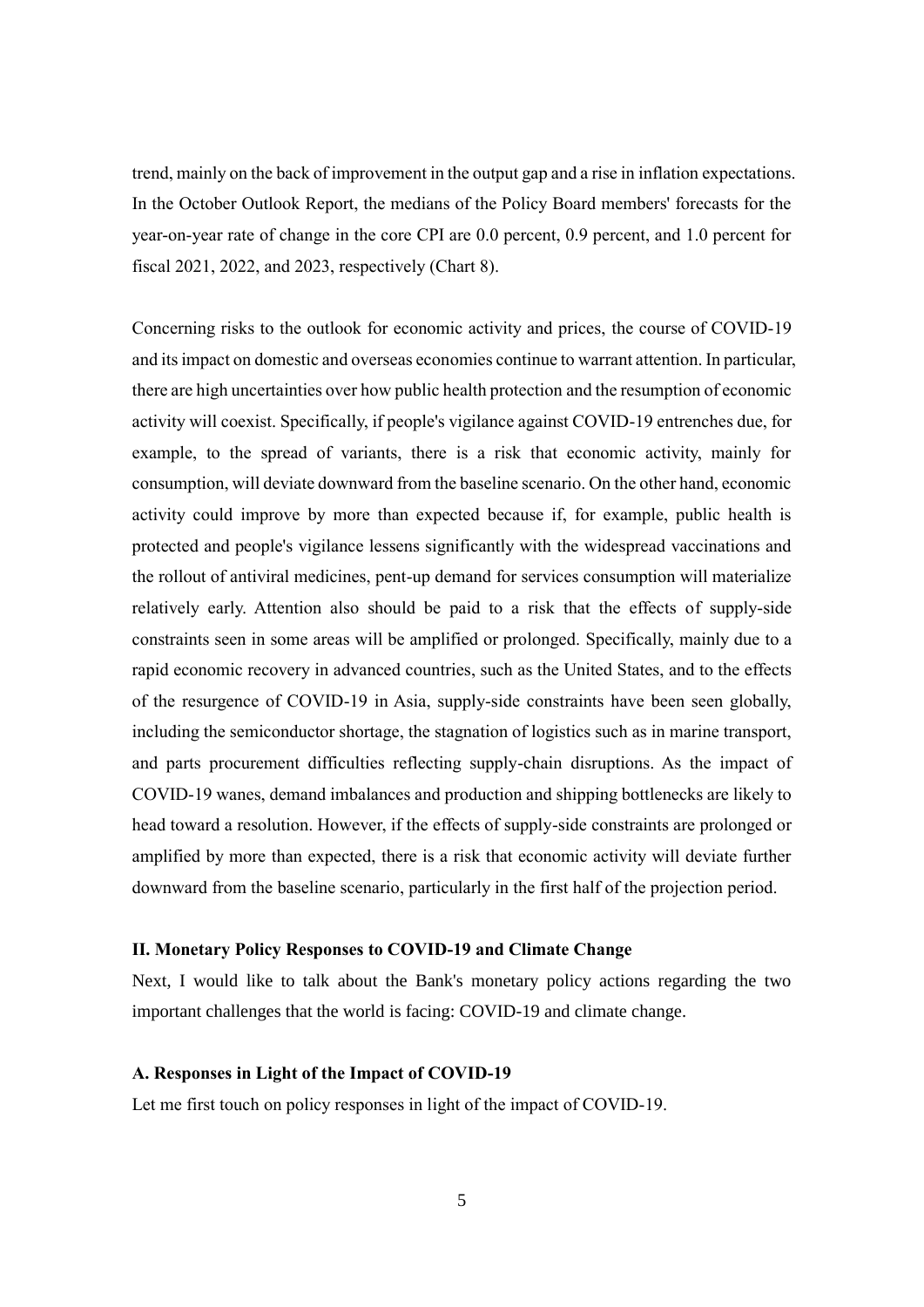trend, mainly on the back of improvement in the output gap and a rise in inflation expectations. In the October Outlook Report, the medians of the Policy Board members' forecasts for the year-on-year rate of change in the core CPI are 0.0 percent, 0.9 percent, and 1.0 percent for fiscal 2021, 2022, and 2023, respectively (Chart 8).

Concerning risks to the outlook for economic activity and prices, the course of COVID-19 and its impact on domestic and overseas economies continue to warrant attention. In particular, there are high uncertainties over how public health protection and the resumption of economic activity will coexist. Specifically, if people's vigilance against COVID-19 entrenches due, for example, to the spread of variants, there is a risk that economic activity, mainly for consumption, will deviate downward from the baseline scenario. On the other hand, economic activity could improve by more than expected because if, for example, public health is protected and people's vigilance lessens significantly with the widespread vaccinations and the rollout of antiviral medicines, pent-up demand for services consumption will materialize relatively early. Attention also should be paid to a risk that the effects of supply-side constraints seen in some areas will be amplified or prolonged. Specifically, mainly due to a rapid economic recovery in advanced countries, such as the United States, and to the effects of the resurgence of COVID-19 in Asia, supply-side constraints have been seen globally, including the semiconductor shortage, the stagnation of logistics such as in marine transport, and parts procurement difficulties reflecting supply-chain disruptions. As the impact of COVID-19 wanes, demand imbalances and production and shipping bottlenecks are likely to head toward a resolution. However, if the effects of supply-side constraints are prolonged or amplified by more than expected, there is a risk that economic activity will deviate further downward from the baseline scenario, particularly in the first half of the projection period.

## II. Monetary Policy Responses to COVID-19 and Climate Change

Next, I would like to talk about the Bank's monetary policy actions regarding the two important challenges that the world is facing: COVID-19 and climate change.

### A. Responses in Light of the Impact of COVID-19

Let me first touch on policy responses in light of the impact of COVID-19.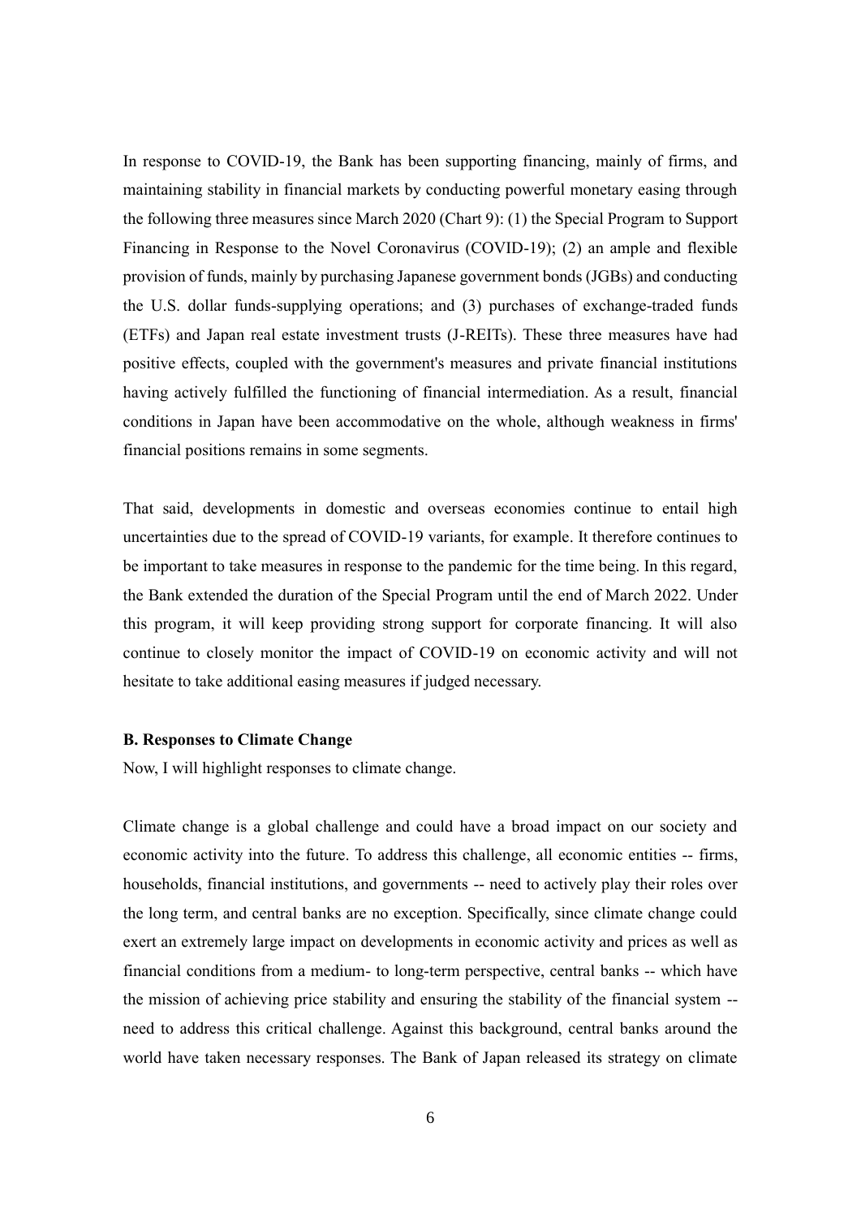In response to COVID-19, the Bank has been supporting financing, mainly of firms, and maintaining stability in financial markets by conducting powerful monetary easing through the following three measures since March 2020 (Chart 9): (1) the Special Program to Support Financing in Response to the Novel Coronavirus (COVID-19); (2) an ample and flexible provision of funds, mainly by purchasing Japanese government bonds (JGBs) and conducting the U.S. dollar funds-supplying operations; and (3) purchases of exchange-traded funds (ETFs) and Japan real estate investment trusts (J-REITs). These three measures have had positive effects, coupled with the government's measures and private financial institutions having actively fulfilled the functioning of financial intermediation. As a result, financial conditions in Japan have been accommodative on the whole, although weakness in firms' financial positions remains in some segments.

That said, developments in domestic and overseas economies continue to entail high uncertainties due to the spread of COVID-19 variants, for example. It therefore continues to be important to take measures in response to the pandemic for the time being. In this regard, the Bank extended the duration of the Special Program until the end of March 2022. Under this program, it will keep providing strong support for corporate financing. It will also continue to closely monitor the impact of COVID-19 on economic activity and will not hesitate to take additional easing measures if judged necessary.

### B. Responses to Climate Change

Now, I will highlight responses to climate change.

Climate change is a global challenge and could have a broad impact on our society and economic activity into the future. To address this challenge, all economic entities -- firms, households, financial institutions, and governments -- need to actively play their roles over the long term, and central banks are no exception. Specifically, since climate change could exert an extremely large impact on developments in economic activity and prices as well as financial conditions from a medium- to long-term perspective, central banks -- which have the mission of achieving price stability and ensuring the stability of the financial system -- need to address this critical challenge. Against this background, central banks around the world have taken necessary responses. The Bank of Japan released its strategy on climate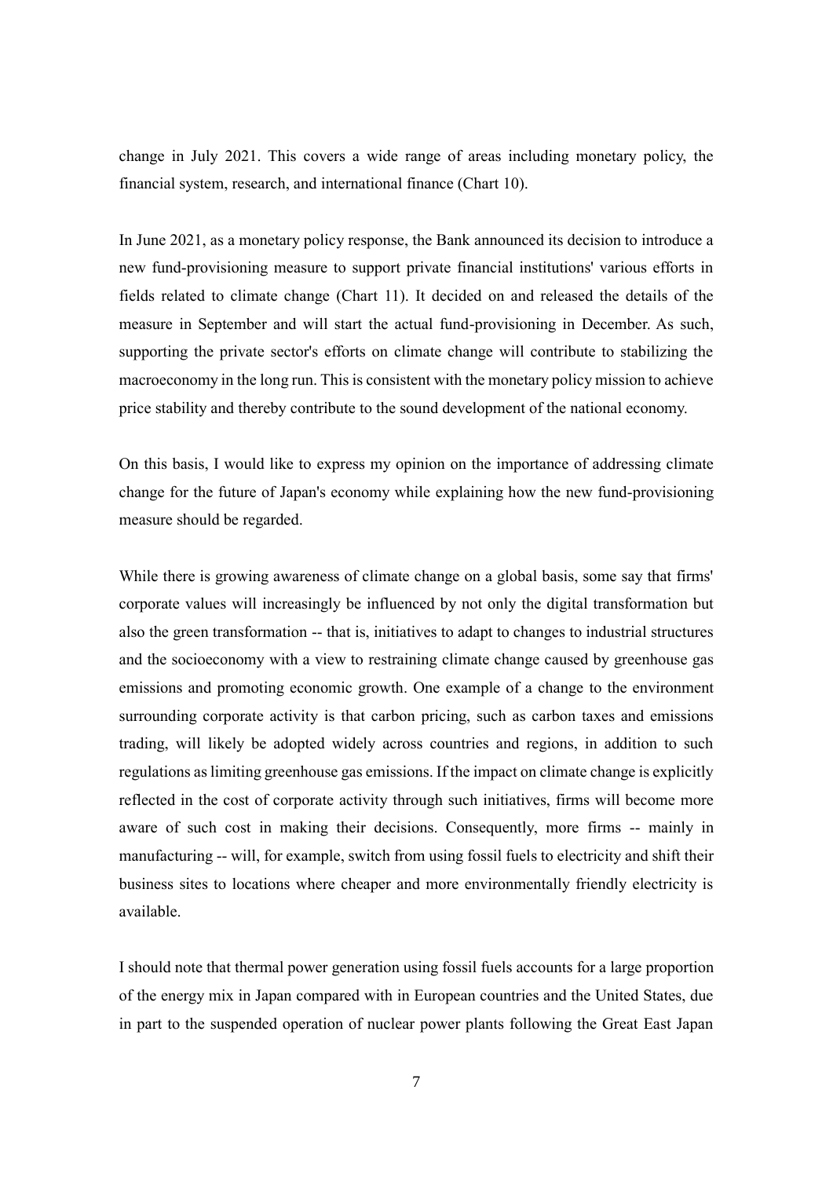change in July 2021. This covers a wide range of areas including monetary policy, the financial system, research, and international finance (Chart 10).

In June 2021, as a monetary policy response, the Bank announced its decision to introduce a new fund-provisioning measure to support private financial institutions' various efforts in fields related to climate change (Chart 11). It decided on and released the details of the measure in September and will start the actual fund-provisioning in December. As such, supporting the private sector's efforts on climate change will contribute to stabilizing the macroeconomy in the long run. This is consistent with the monetary policy mission to achieve price stability and thereby contribute to the sound development of the national economy.

On this basis, I would like to express my opinion on the importance of addressing climate change for the future of Japan's economy while explaining how the new fund-provisioning measure should be regarded.

While there is growing awareness of climate change on a global basis, some say that firms' corporate values will increasingly be influenced by not only the digital transformation but also the green transformation -- that is, initiatives to adapt to changes to industrial structures and the socioeconomy with a view to restraining climate change caused by greenhouse gas emissions and promoting economic growth. One example of a change to the environment surrounding corporate activity is that carbon pricing, such as carbon taxes and emissions trading, will likely be adopted widely across countries and regions, in addition to such regulations as limiting greenhouse gas emissions. If the impact on climate change is explicitly reflected in the cost of corporate activity through such initiatives, firms will become more aware of such cost in making their decisions. Consequently, more firms -- mainly in manufacturing -- will, for example, switch from using fossil fuels to electricity and shift their business sites to locations where cheaper and more environmentally friendly electricity is available.

I should note that thermal power generation using fossil fuels accounts for a large proportion of the energy mix in Japan compared with in European countries and the United States, due in part to the suspended operation of nuclear power plants following the Great East Japan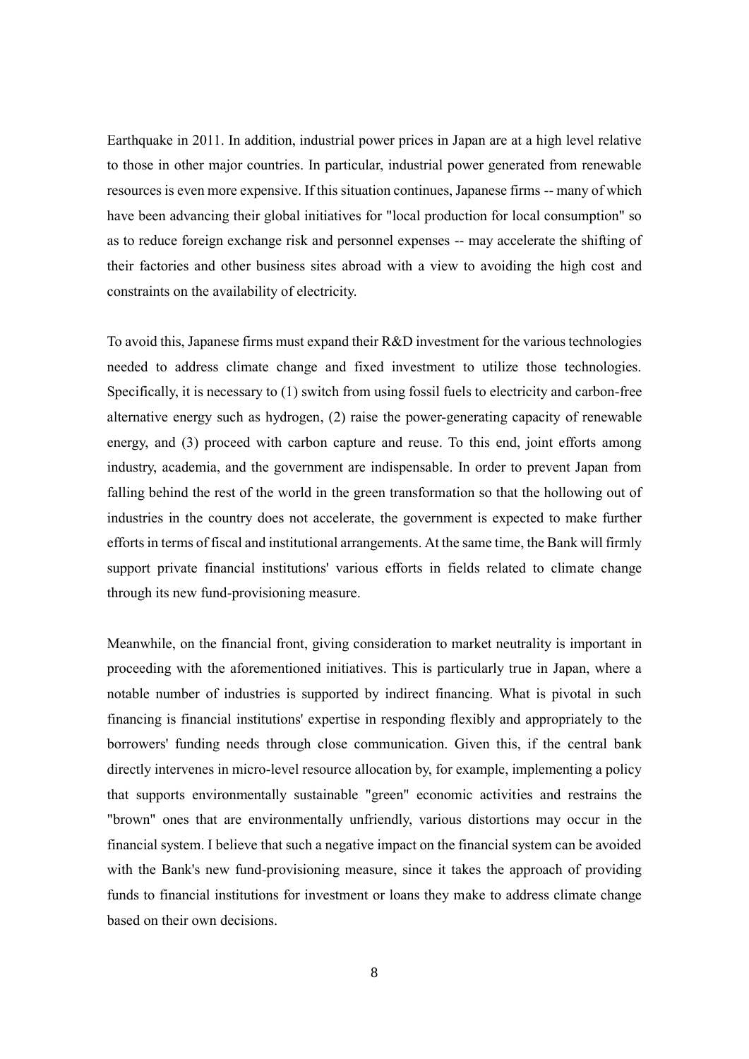Earthquake in 2011. In addition, industrial power prices in Japan are at a high level relative to those in other major countries. In particular, industrial power generated from renewable resources is even more expensive. If this situation continues, Japanese firms -- many of which have been advancing their global initiatives for "local production for local consumption" so as to reduce foreign exchange risk and personnel expenses -- may accelerate the shifting of their factories and other business sites abroad with a view to avoiding the high cost and constraints on the availability of electricity.

To avoid this, Japanese firms must expand their R&D investment for the various technologies needed to address climate change and fixed investment to utilize those technologies. Specifically, it is necessary to (1) switch from using fossil fuels to electricity and carbon-free alternative energy such as hydrogen, (2) raise the power-generating capacity of renewable energy, and (3) proceed with carbon capture and reuse. To this end, joint efforts among industry, academia, and the government are indispensable. In order to prevent Japan from falling behind the rest of the world in the green transformation so that the hollowing out of industries in the country does not accelerate, the government is expected to make further efforts in terms of fiscal and institutional arrangements. At the same time, the Bank will firmly support private financial institutions' various efforts in fields related to climate change through its new fund-provisioning measure.

Meanwhile, on the financial front, giving consideration to market neutrality is important in proceeding with the aforementioned initiatives. This is particularly true in Japan, where a notable number of industries is supported by indirect financing. What is pivotal in such financing is financial institutions' expertise in responding flexibly and appropriately to the borrowers' funding needs through close communication. Given this, if the central bank directly intervenes in micro-level resource allocation by, for example, implementing a policy that supports environmentally sustainable "green" economic activities and restrains the "brown" ones that are environmentally unfriendly, various distortions may occur in the financial system. I believe that such a negative impact on the financial system can be avoided with the Bank's new fund-provisioning measure, since it takes the approach of providing funds to financial institutions for investment or loans they make to address climate change based on their own decisions.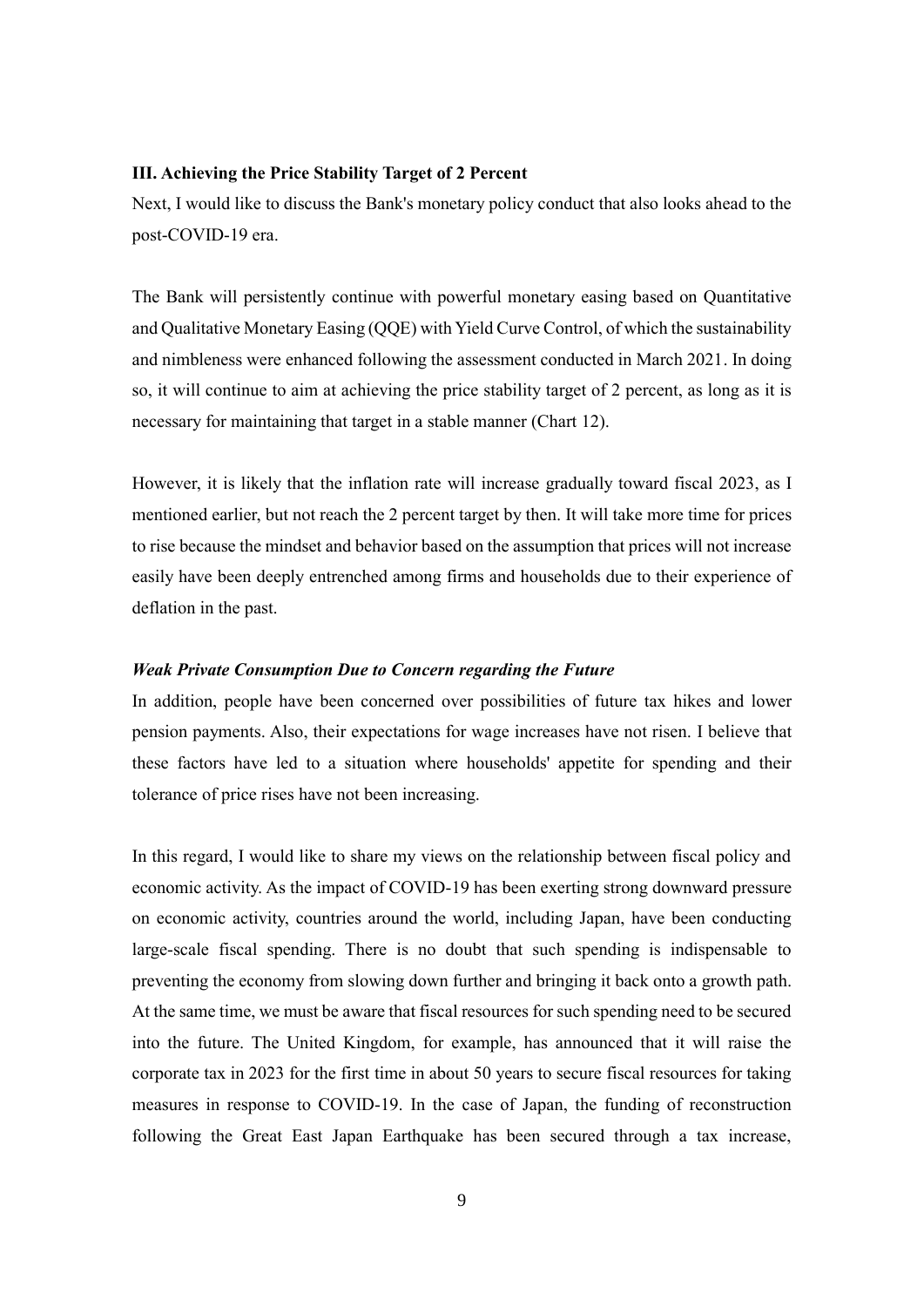### III. Achieving the Price Stability Target of 2 Percent

Next, I would like to discuss the Bank's monetary policy conduct that also looks ahead to the post-COVID-19 era.

The Bank will persistently continue with powerful monetary easing based on Quantitative and Qualitative Monetary Easing (QQE) with Yield Curve Control, of which the sustainability and nimbleness were enhanced following the assessment conducted in March 2021. In doing so, it will continue to aim at achieving the price stability target of 2 percent, as long as it is necessary for maintaining that target in a stable manner (Chart 12).

However, it is likely that the inflation rate will increase gradually toward fiscal 2023, as I mentioned earlier, but not reach the 2 percent target by then. It will take more time for prices to rise because the mindset and behavior based on the assumption that prices will not increase easily have been deeply entrenched among firms and households due to their experience of deflation in the past.

#### *Weak Private Consumption Due to Concern regarding the Future*

In addition, people have been concerned over possibilities of future tax hikes and lower pension payments. Also, their expectations for wage increases have not risen. I believe that these factors have led to a situation where households' appetite for spending and their tolerance of price rises have not been increasing.

In this regard, I would like to share my views on the relationship between fiscal policy and economic activity. As the impact of COVID-19 has been exerting strong downward pressure on economic activity, countries around the world, including Japan, have been conducting large-scale fiscal spending. There is no doubt that such spending is indispensable to preventing the economy from slowing down further and bringing it back onto a growth path. At the same time, we must be aware that fiscal resources for such spending need to be secured into the future. The United Kingdom, for example, has announced that it will raise the corporate tax in 2023 for the first time in about 50 years to secure fiscal resources for taking measures in response to COVID-19. In the case of Japan, the funding of reconstruction following the Great East Japan Earthquake has been secured through a tax increase,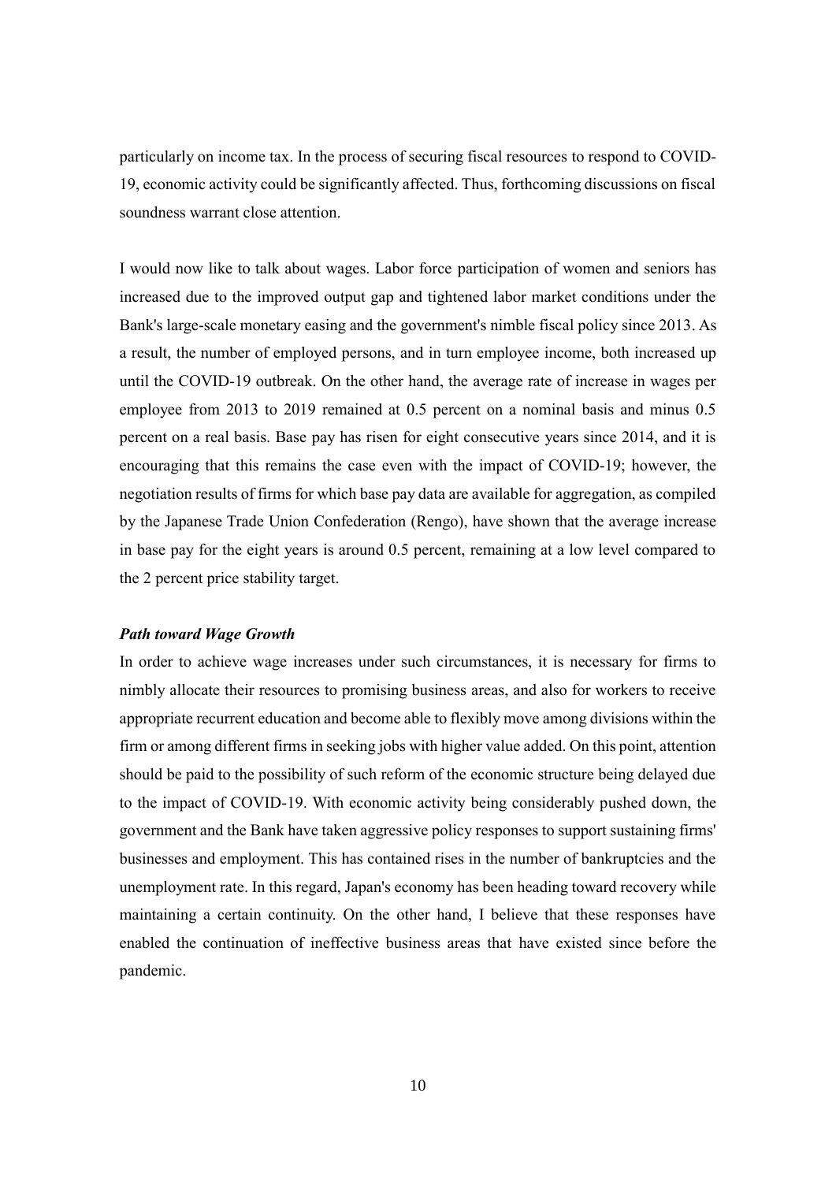particularly on income tax. In the process of securing fiscal resources to respond to COVID-19, economic activity could be significantly affected. Thus, forthcoming discussions on fiscal soundness warrant close attention.

I would now like to talk about wages. Labor force participation of women and seniors has increased due to the improved output gap and tightened labor market conditions under the Bank's large-scale monetary easing and the government's nimble fiscal policy since 2013. As a result, the number of employed persons, and in turn employee income, both increased up until the COVID-19 outbreak. On the other hand, the average rate of increase in wages per employee from 2013 to 2019 remained at 0.5 percent on a nominal basis and minus 0.5 percent on a real basis. Base pay has risen for eight consecutive years since 2014, and it is encouraging that this remains the case even with the impact of COVID-19; however, the negotiation results of firms for which base pay data are available for aggregation, as compiled by the Japanese Trade Union Confederation (Rengo), have shown that the average increase in base pay for the eight years is around 0.5 percent, remaining at a low level compared to the 2 percent price stability target.

***Path toward Wage Growth***

In order to achieve wage increases under such circumstances, it is necessary for firms to nimbly allocate their resources to promising business areas, and also for workers to receive appropriate recurrent education and become able to flexibly move among divisions within the firm or among different firms in seeking jobs with higher value added. On this point, attention should be paid to the possibility of such reform of the economic structure being delayed due to the impact of COVID-19. With economic activity being considerably pushed down, the government and the Bank have taken aggressive policy responses to support sustaining firms' businesses and employment. This has contained rises in the number of bankruptcies and the unemployment rate. In this regard, Japan's economy has been heading toward recovery while maintaining a certain continuity. On the other hand, I believe that these responses have enabled the continuation of ineffective business areas that have existed since before the pandemic.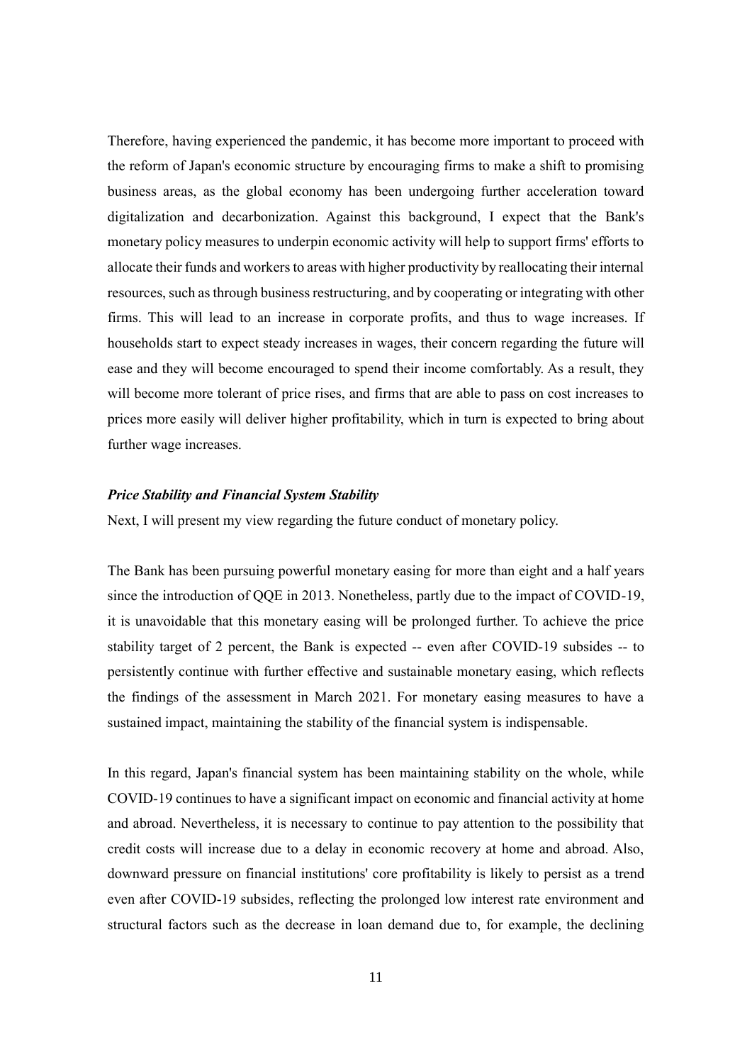Therefore, having experienced the pandemic, it has become more important to proceed with the reform of Japan's economic structure by encouraging firms to make a shift to promising business areas, as the global economy has been undergoing further acceleration toward digitalization and decarbonization. Against this background, I expect that the Bank's monetary policy measures to underpin economic activity will help to support firms' efforts to allocate their funds and workers to areas with higher productivity by reallocating their internal resources, such as through business restructuring, and by cooperating or integrating with other firms. This will lead to an increase in corporate profits, and thus to wage increases. If households start to expect steady increases in wages, their concern regarding the future will ease and they will become encouraged to spend their income comfortably. As a result, they will become more tolerant of price rises, and firms that are able to pass on cost increases to prices more easily will deliver higher profitability, which in turn is expected to bring about further wage increases.

### ***Price Stability and Financial System Stability***

Next, I will present my view regarding the future conduct of monetary policy.

The Bank has been pursuing powerful monetary easing for more than eight and a half years since the introduction of QQE in 2013. Nonetheless, partly due to the impact of COVID-19, it is unavoidable that this monetary easing will be prolonged further. To achieve the price stability target of 2 percent, the Bank is expected -- even after COVID-19 subsides -- to persistently continue with further effective and sustainable monetary easing, which reflects the findings of the assessment in March 2021. For monetary easing measures to have a sustained impact, maintaining the stability of the financial system is indispensable.

In this regard, Japan's financial system has been maintaining stability on the whole, while COVID-19 continues to have a significant impact on economic and financial activity at home and abroad. Nevertheless, it is necessary to continue to pay attention to the possibility that credit costs will increase due to a delay in economic recovery at home and abroad. Also, downward pressure on financial institutions' core profitability is likely to persist as a trend even after COVID-19 subsides, reflecting the prolonged low interest rate environment and structural factors such as the decrease in loan demand due to, for example, the declining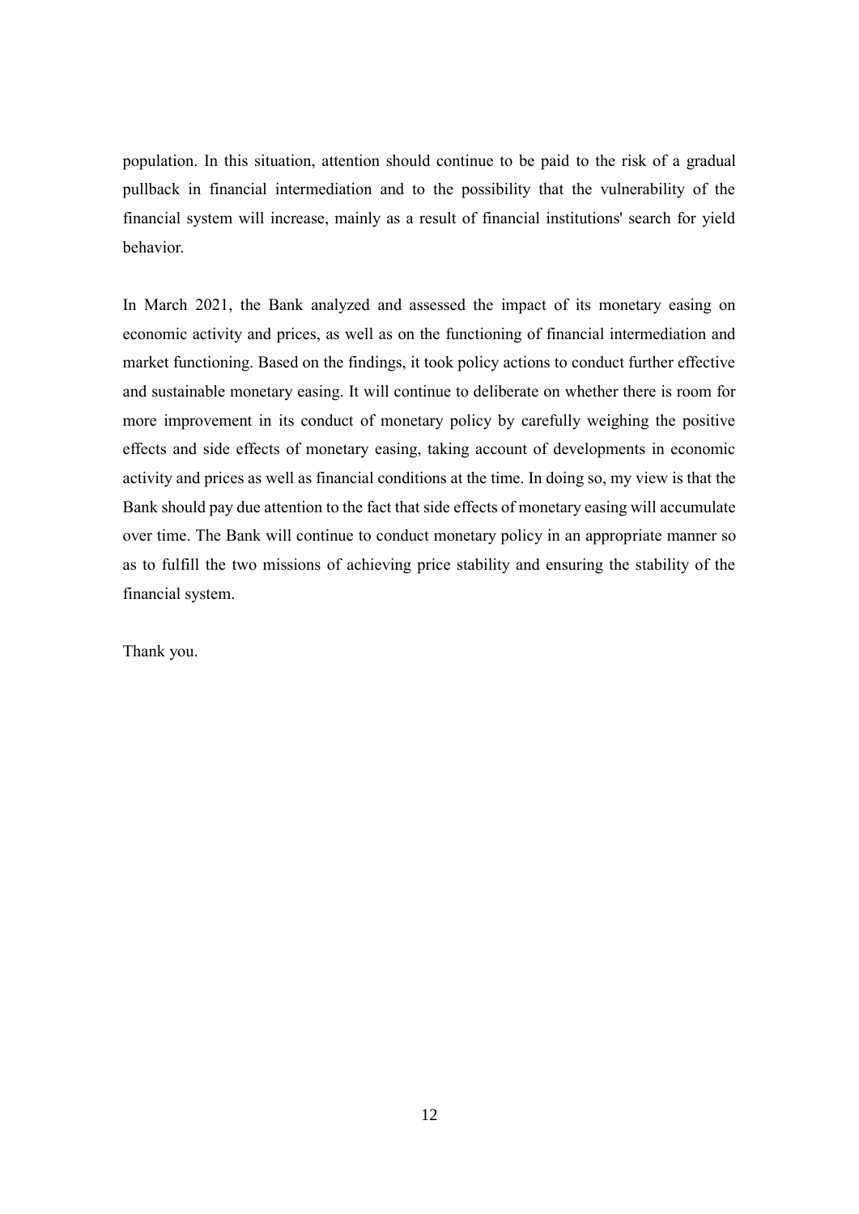population. In this situation, attention should continue to be paid to the risk of a gradual pullback in financial intermediation and to the possibility that the vulnerability of the financial system will increase, mainly as a result of financial institutions' search for yield behavior.

In March 2021, the Bank analyzed and assessed the impact of its monetary easing on economic activity and prices, as well as on the functioning of financial intermediation and market functioning. Based on the findings, it took policy actions to conduct further effective and sustainable monetary easing. It will continue to deliberate on whether there is room for more improvement in its conduct of monetary policy by carefully weighing the positive effects and side effects of monetary easing, taking account of developments in economic activity and prices as well as financial conditions at the time. In doing so, my view is that the Bank should pay due attention to the fact that side effects of monetary easing will accumulate over time. The Bank will continue to conduct monetary policy in an appropriate manner so as to fulfill the two missions of achieving price stability and ensuring the stability of the financial system.

Thank you.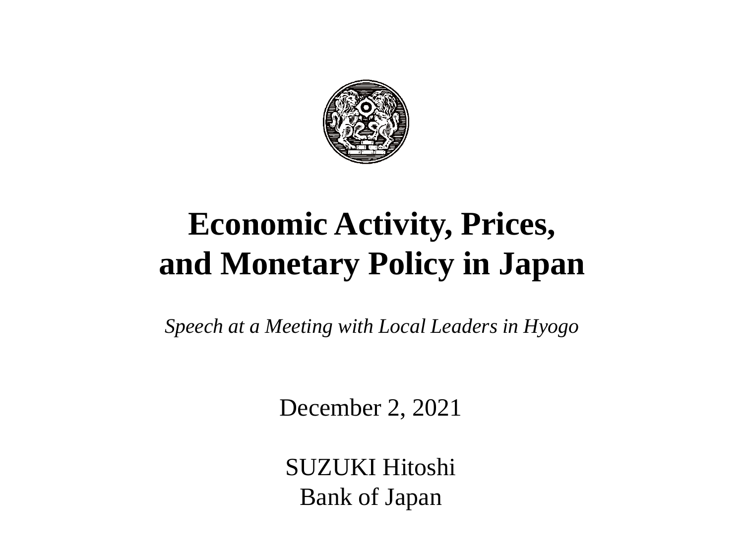# Economic Activity, Prices, and Monetary Policy in Japan

*Speech at a Meeting with Local Leaders in Hyogo*

December 2, 2021

SUZUKI Hitoshi
Bank of Japan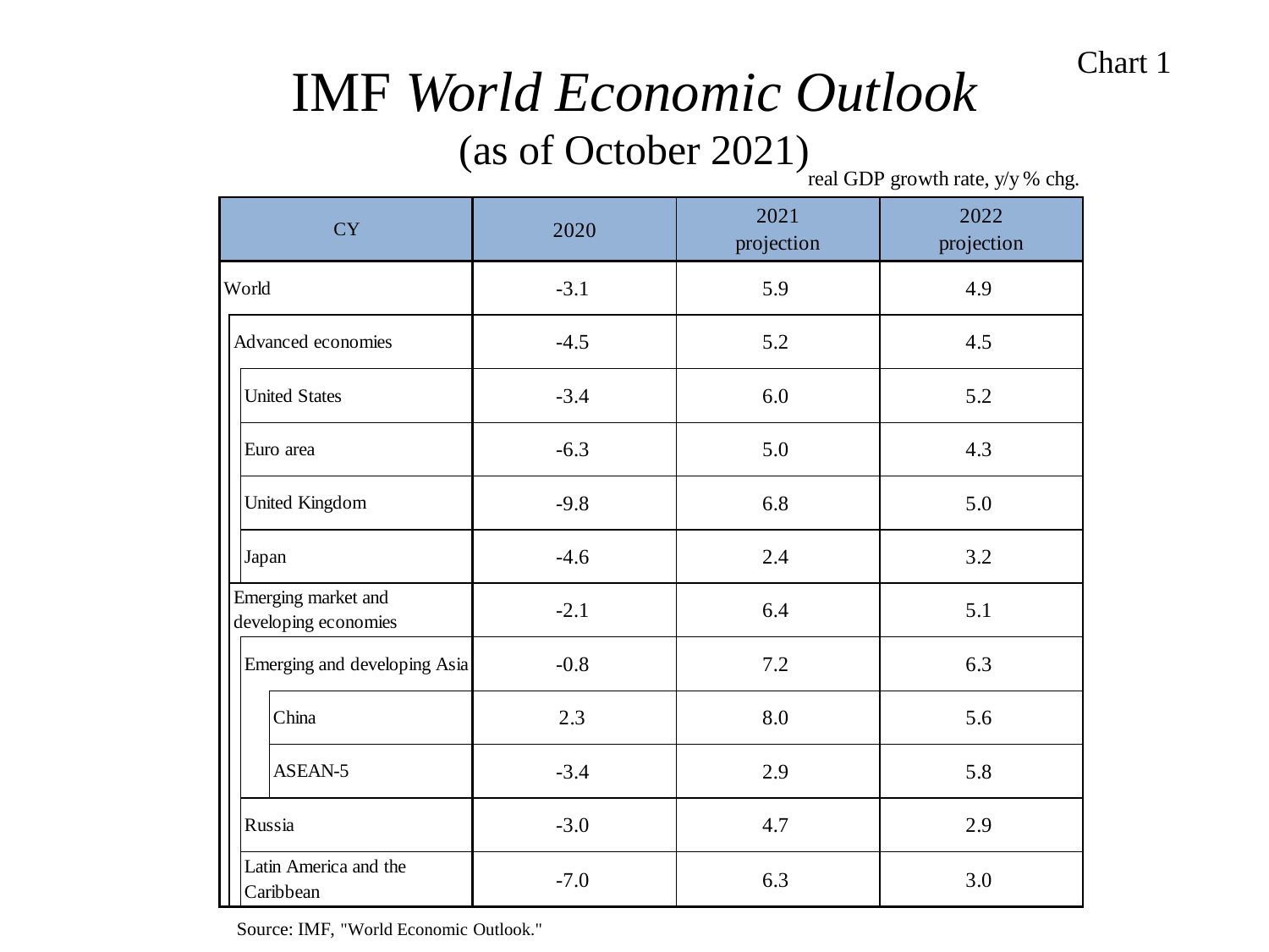Chart 1

# IMF *World Economic Outlook*

## (as of October 2021)

real GDP growth rate, y/y % chg.

| CY | 2020 | 2021 projection | 2022 projection |
|---|---|---|---|
| World | -3.1 | 5.9 | 4.9 |
| Advanced economies | -4.5 | 5.2 | 4.5 |
| United States | -3.4 | 6.0 | 5.2 |
| Euro area | -6.3 | 5.0 | 4.3 |
| United Kingdom | -9.8 | 6.8 | 5.0 |
| Japan | -4.6 | 2.4 | 3.2 |
| Emerging market and developing economies | -2.1 | 6.4 | 5.1 |
| Emerging and developing Asia | -0.8 | 7.2 | 6.3 |
| China | 2.3 | 8.0 | 5.6 |
| ASEAN-5 | -3.4 | 2.9 | 5.8 |
| Russia | -3.0 | 4.7 | 2.9 |
| Latin America and the Caribbean | -7.0 | 6.3 | 3.0 |

Source: IMF, "World Economic Outlook."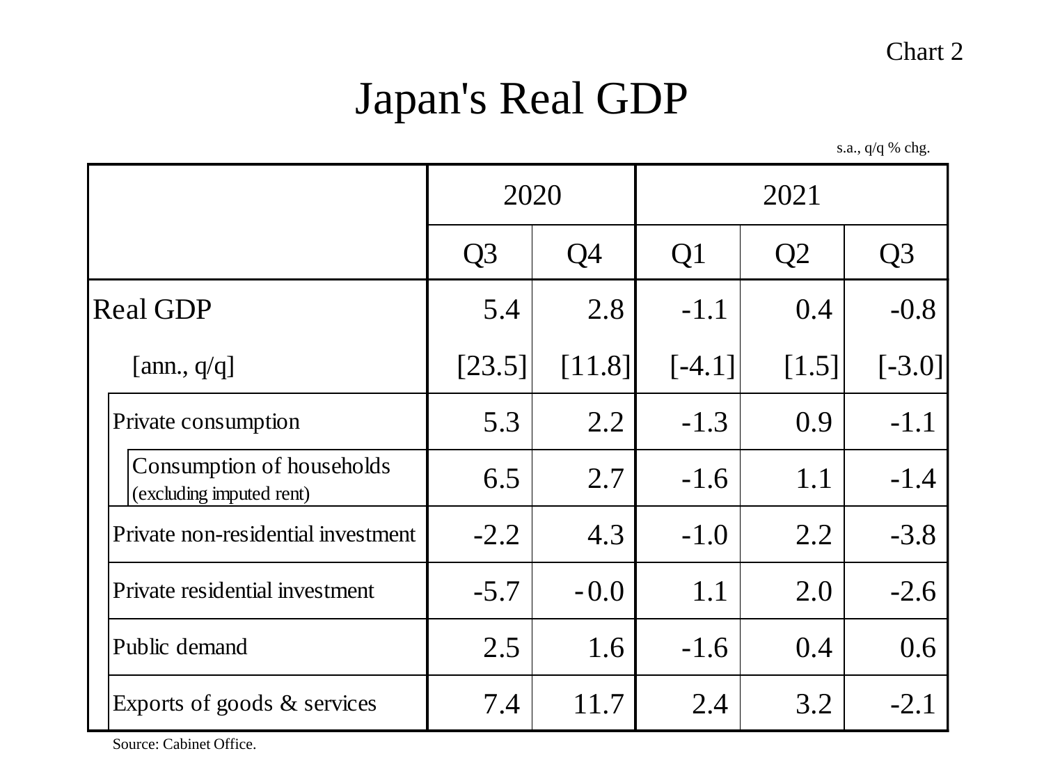Chart 2

# Japan's Real GDP

s.a., q/q % chg.

| | 2020 | | 2021 | | |
|---|---|---|---|---|---|
| | Q3 | Q4 | Q1 | Q2 | Q3 |
| Real GDP | 5.4 | 2.8 | -1.1 | 0.4 | -0.8 |
| [ann., q/q] | [23.5] | [11.8] | [-4.1] | [1.5] | [-3.0] |
| Private consumption | 5.3 | 2.2 | -1.3 | 0.9 | -1.1 |
| Consumption of households (excluding imputed rent) | 6.5 | 2.7 | -1.6 | 1.1 | -1.4 |
| Private non-residential investment | -2.2 | 4.3 | -1.0 | 2.2 | -3.8 |
| Private residential investment | -5.7 | -0.0 | 1.1 | 2.0 | -2.6 |
| Public demand | 2.5 | 1.6 | -1.6 | 0.4 | 0.6 |
| Exports of goods & services | 7.4 | 11.7 | 2.4 | 3.2 | -2.1 |

Source: Cabinet Office.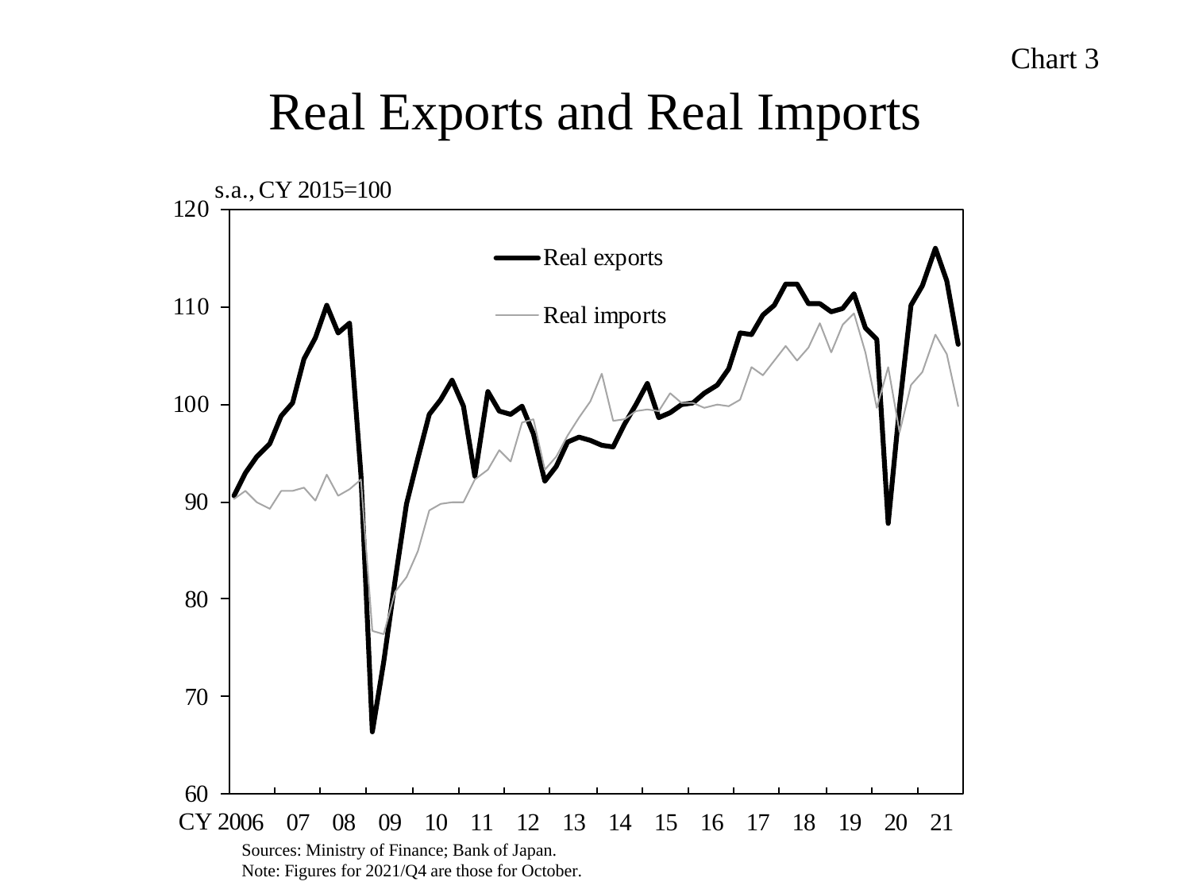Chart 3

# Real Exports and Real Imports

s.a., CY 2015=100

Real exports

Real imports

CY 2006 07 08 09 10 11 12 13 14 15 16 17 18 19 20 21

Sources: Ministry of Finance; Bank of Japan.
Note: Figures for 2021/Q4 are those for October.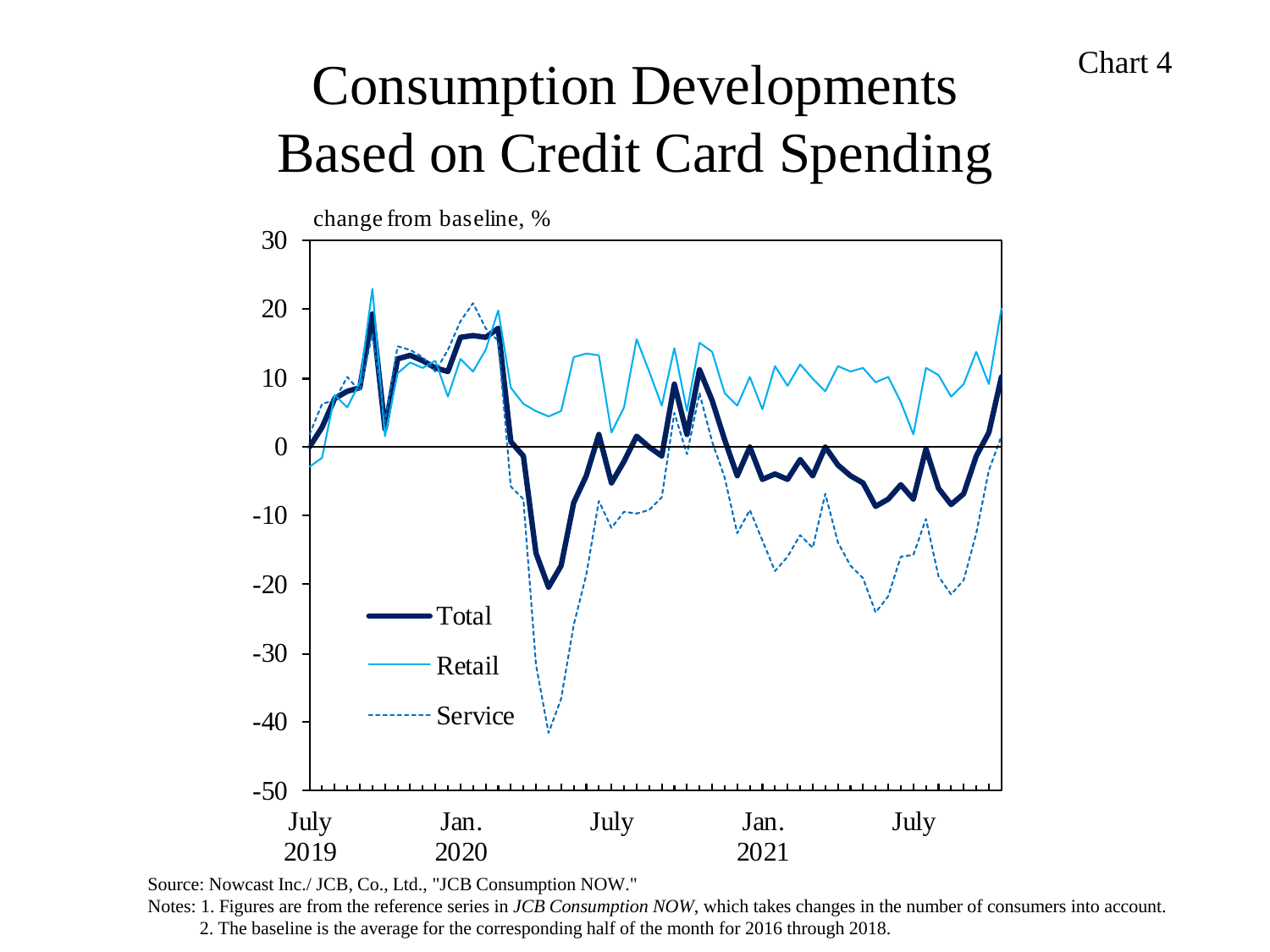Chart 4

# Consumption Developments Based on Credit Card Spending

change from baseline, %

Source: Nowcast Inc./ JCB, Co., Ltd., "JCB Consumption NOW."

Notes: 1. Figures are from the reference series in *JCB Consumption NOW*, which takes changes in the number of consumers into account.

2. The baseline is the average for the corresponding half of the month for 2016 through 2018.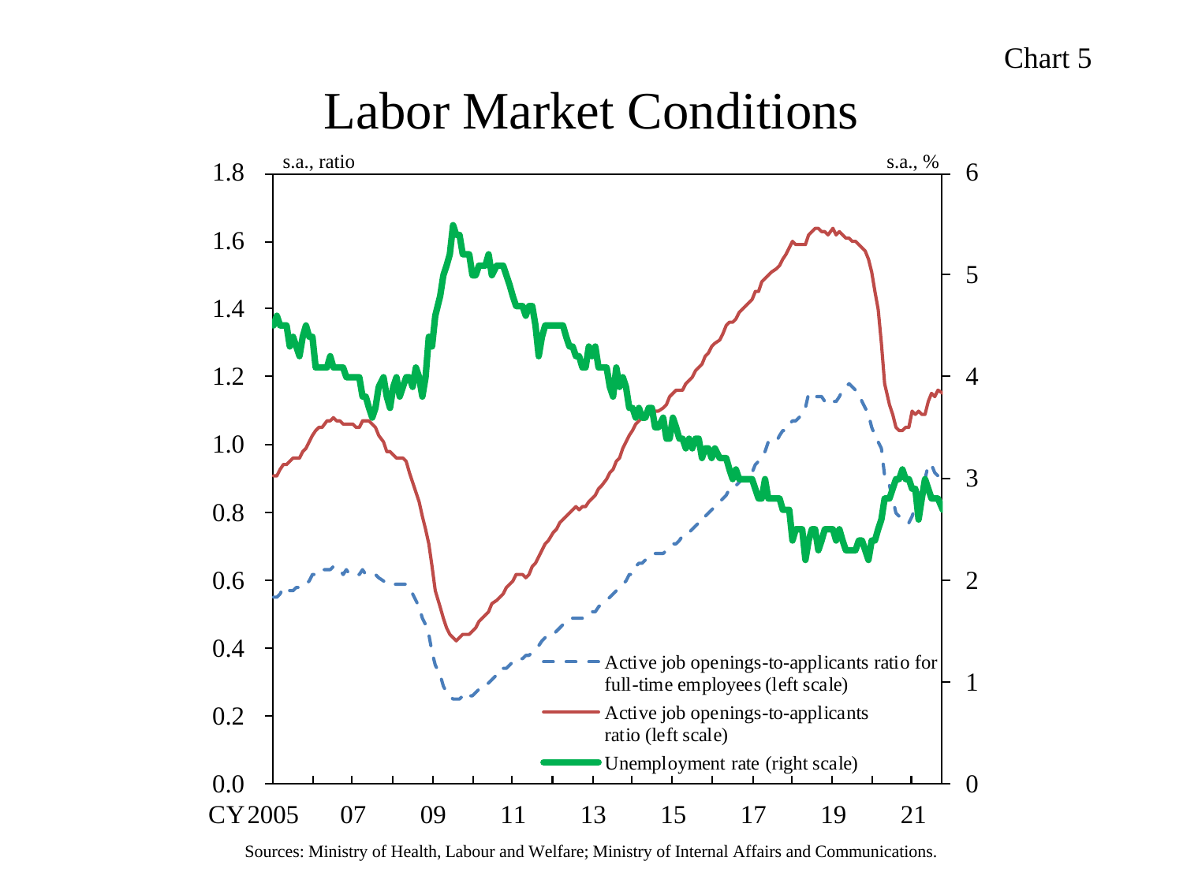Chart 5

# Labor Market Conditions

s.a., ratio (left scale) / s.a., % (right scale)

- Active job openings-to-applicants ratio for full-time employees (left scale)
- Active job openings-to-applicants ratio (left scale)
- Unemployment rate (right scale)

CY2005, 07, 09, 11, 13, 15, 17, 19, 21

Sources: Ministry of Health, Labour and Welfare; Ministry of Internal Affairs and Communications.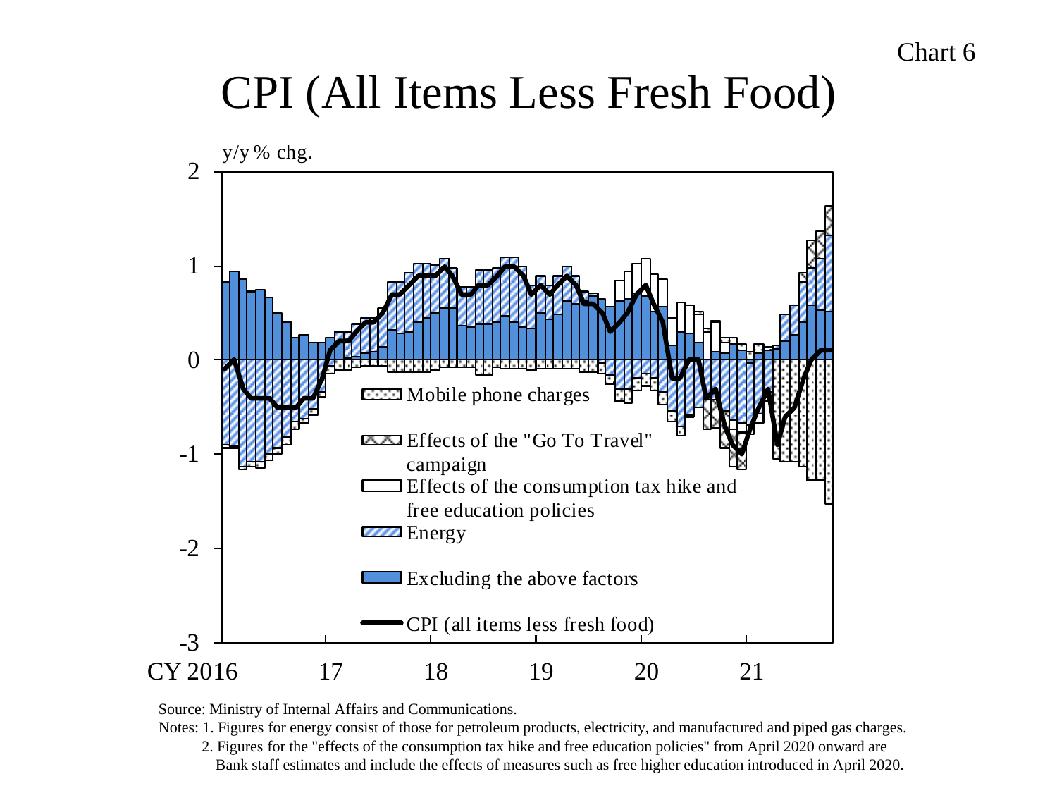Chart 6

# CPI (All Items Less Fresh Food)

y/y % chg.

Mobile phone charges

Effects of the "Go To Travel" campaign

Effects of the consumption tax hike and free education policies

Energy

Excluding the above factors

CPI (all items less fresh food)

CY 2016 17 18 19 20 21

Source: Ministry of Internal Affairs and Communications.

Notes: 1. Figures for energy consist of those for petroleum products, electricity, and manufactured and piped gas charges.

2. Figures for the "effects of the consumption tax hike and free education policies" from April 2020 onward are Bank staff estimates and include the effects of measures such as free higher education introduced in April 2020.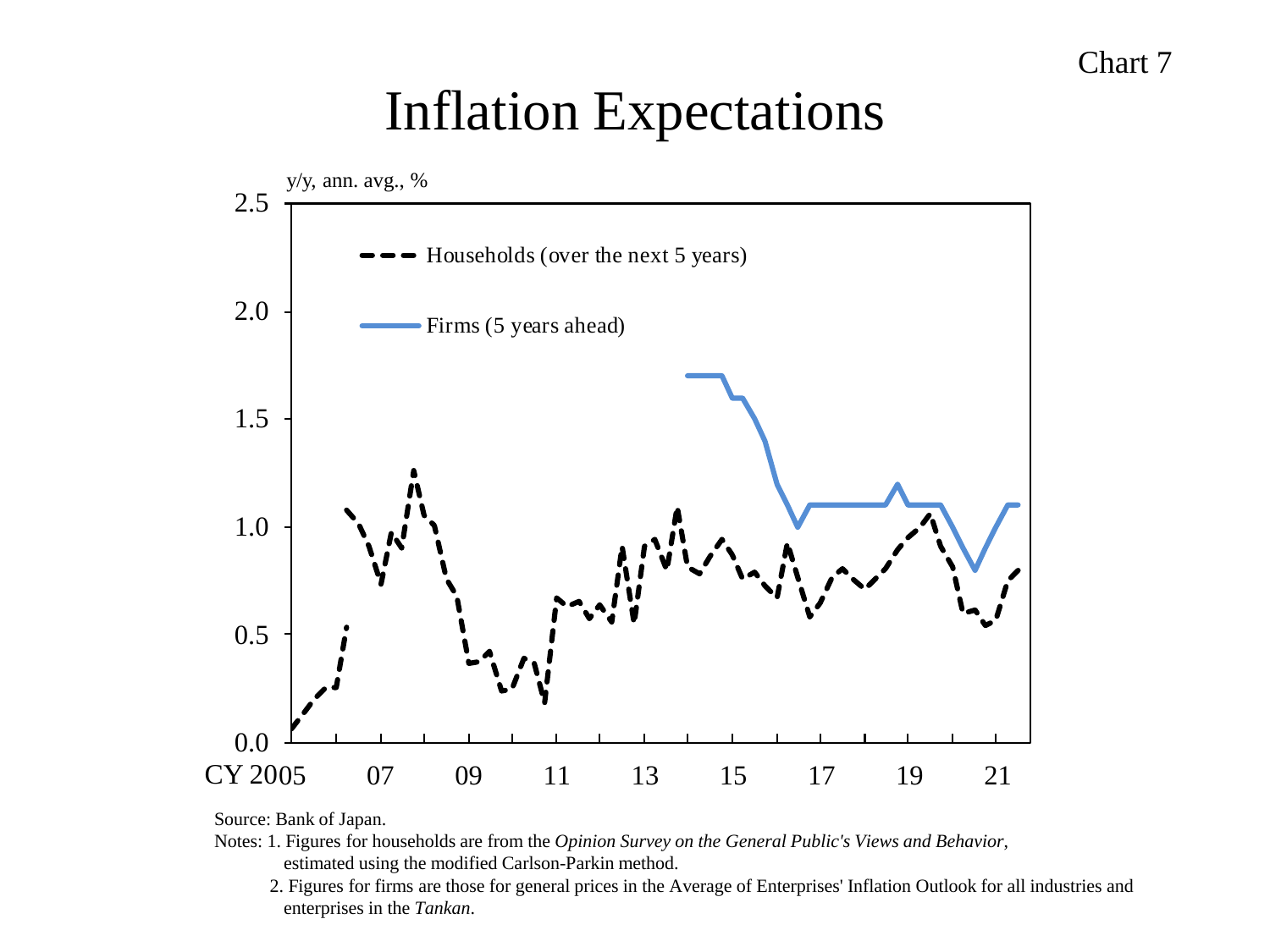Chart 7

# Inflation Expectations

y/y, ann. avg., %

Households (over the next 5 years)

Firms (5 years ahead)

Source: Bank of Japan.

Notes: 1. Figures for households are from the *Opinion Survey on the General Public's Views and Behavior*, estimated using the modified Carlson-Parkin method.

2. Figures for firms are those for general prices in the Average of Enterprises' Inflation Outlook for all industries and enterprises in the *Tankan*.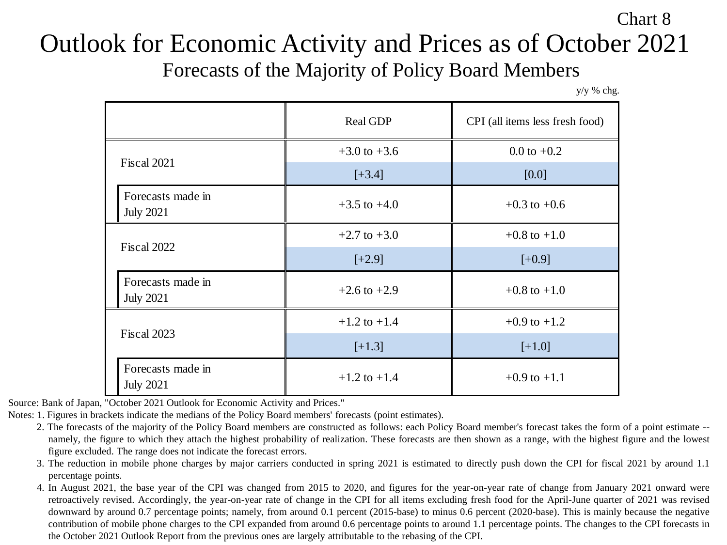Chart 8

# Outlook for Economic Activity and Prices as of October 2021

## Forecasts of the Majority of Policy Board Members

y/y % chg.

| | Real GDP | CPI (all items less fresh food) |
|---|---|---|
| Fiscal 2021 | +3.0 to +3.6 | 0.0 to +0.2 |
| | [+3.4] | [0.0] |
| Forecasts made in July 2021 | +3.5 to +4.0 | +0.3 to +0.6 |
| Fiscal 2022 | +2.7 to +3.0 | +0.8 to +1.0 |
| | [+2.9] | [+0.9] |
| Forecasts made in July 2021 | +2.6 to +2.9 | +0.8 to +1.0 |
| Fiscal 2023 | +1.2 to +1.4 | +0.9 to +1.2 |
| | [+1.3] | [+1.0] |
| Forecasts made in July 2021 | +1.2 to +1.4 | +0.9 to +1.1 |

Source: Bank of Japan, "October 2021 Outlook for Economic Activity and Prices."

Notes: 1. Figures in brackets indicate the medians of the Policy Board members' forecasts (point estimates).

2. The forecasts of the majority of the Policy Board members are constructed as follows: each Policy Board member's forecast takes the form of a point estimate -- namely, the figure to which they attach the highest probability of realization. These forecasts are then shown as a range, with the highest figure and the lowest figure excluded. The range does not indicate the forecast errors.

3. The reduction in mobile phone charges by major carriers conducted in spring 2021 is estimated to directly push down the CPI for fiscal 2021 by around 1.1 percentage points.

4. In August 2021, the base year of the CPI was changed from 2015 to 2020, and figures for the year-on-year rate of change from January 2021 onward were retroactively revised. Accordingly, the year-on-year rate of change in the CPI for all items excluding fresh food for the April-June quarter of 2021 was revised downward by around 0.7 percentage points; namely, from around 0.1 percent (2015-base) to minus 0.6 percent (2020-base). This is mainly because the negative contribution of mobile phone charges to the CPI expanded from around 0.6 percentage points to around 1.1 percentage points. The changes to the CPI forecasts in the October 2021 Outlook Report from the previous ones are largely attributable to the rebasing of the CPI.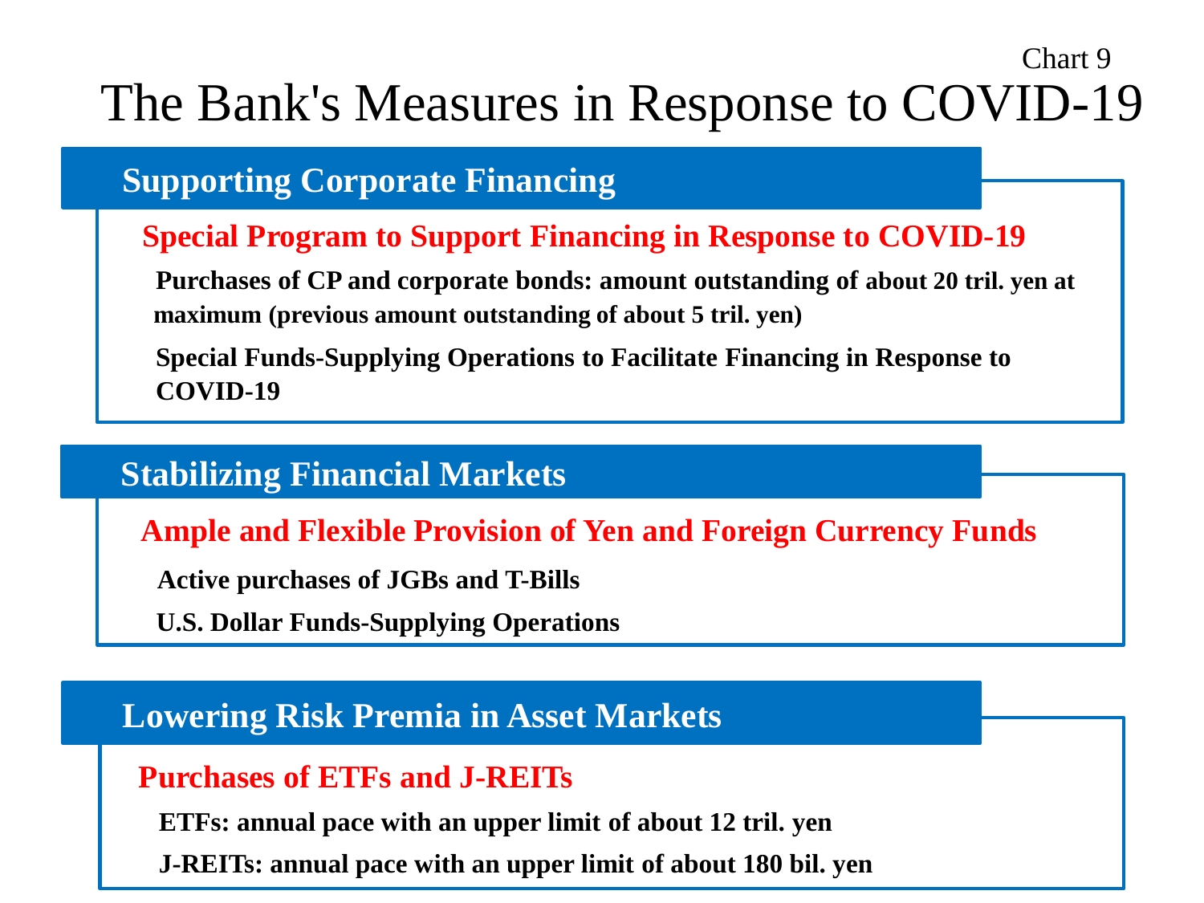Chart 9

# The Bank's Measures in Response to COVID-19

## Supporting Corporate Financing

### Special Program to Support Financing in Response to COVID-19

**Purchases of CP and corporate bonds: amount outstanding of about 20 tril. yen at maximum (previous amount outstanding of about 5 tril. yen)**

**Special Funds-Supplying Operations to Facilitate Financing in Response to COVID-19**

## Stabilizing Financial Markets

### Ample and Flexible Provision of Yen and Foreign Currency Funds

**Active purchases of JGBs and T-Bills**

**U.S. Dollar Funds-Supplying Operations**

## Lowering Risk Premia in Asset Markets

### Purchases of ETFs and J-REITs

**ETFs: annual pace with an upper limit of about 12 tril. yen**

**J-REITs: annual pace with an upper limit of about 180 bil. yen**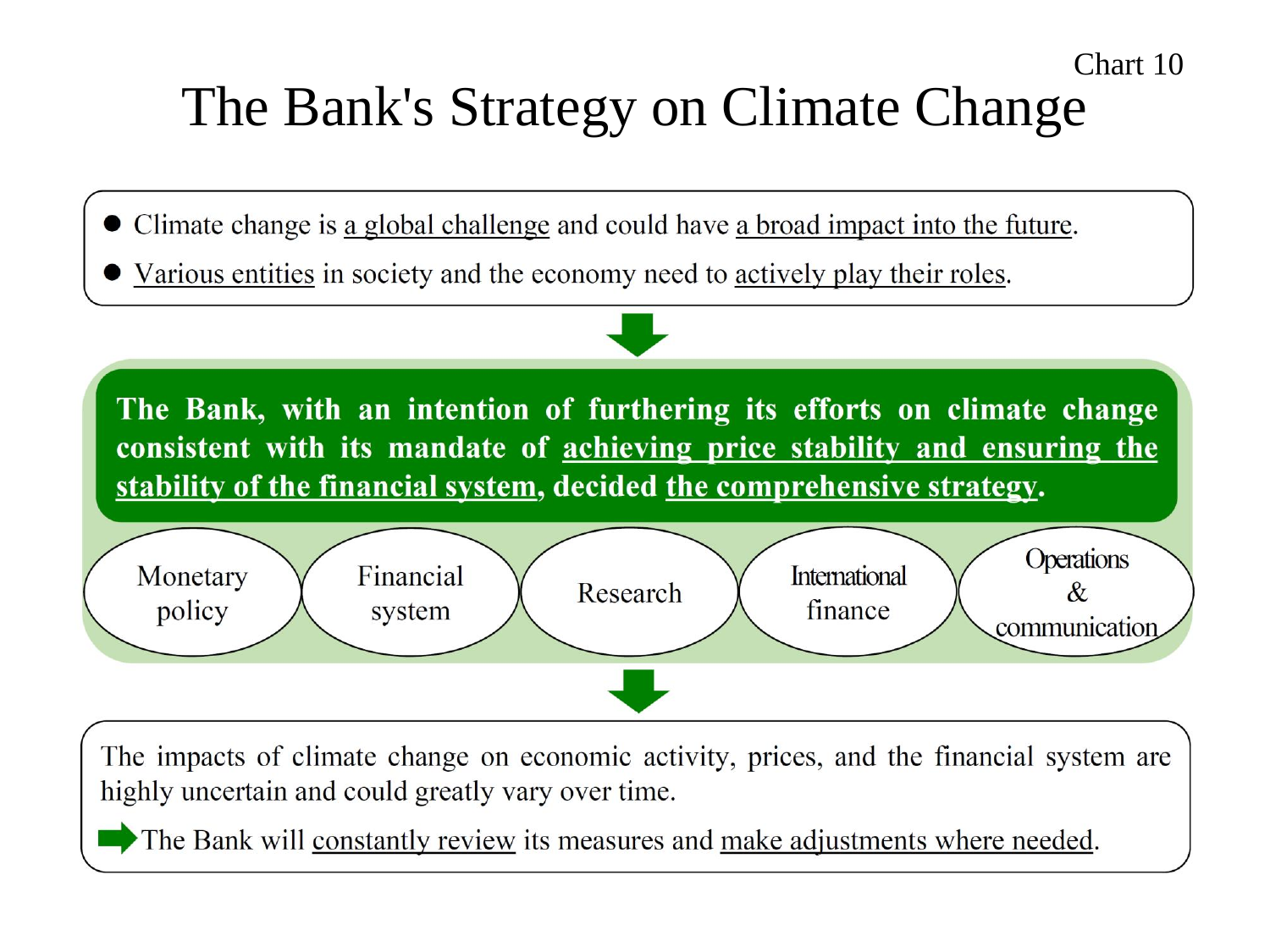Chart 10

# The Bank's Strategy on Climate Change

- Climate change is a global challenge and could have a broad impact into the future.
- Various entities in society and the economy need to actively play their roles.

**The Bank, with an intention of furthering its efforts on climate change consistent with its mandate of achieving price stability and ensuring the stability of the financial system, decided the comprehensive strategy.**

- Monetary policy
- Financial system
- Research
- International finance
- Operations & communication

The impacts of climate change on economic activity, prices, and the financial system are highly uncertain and could greatly vary over time.

➡ The Bank will constantly review its measures and make adjustments where needed.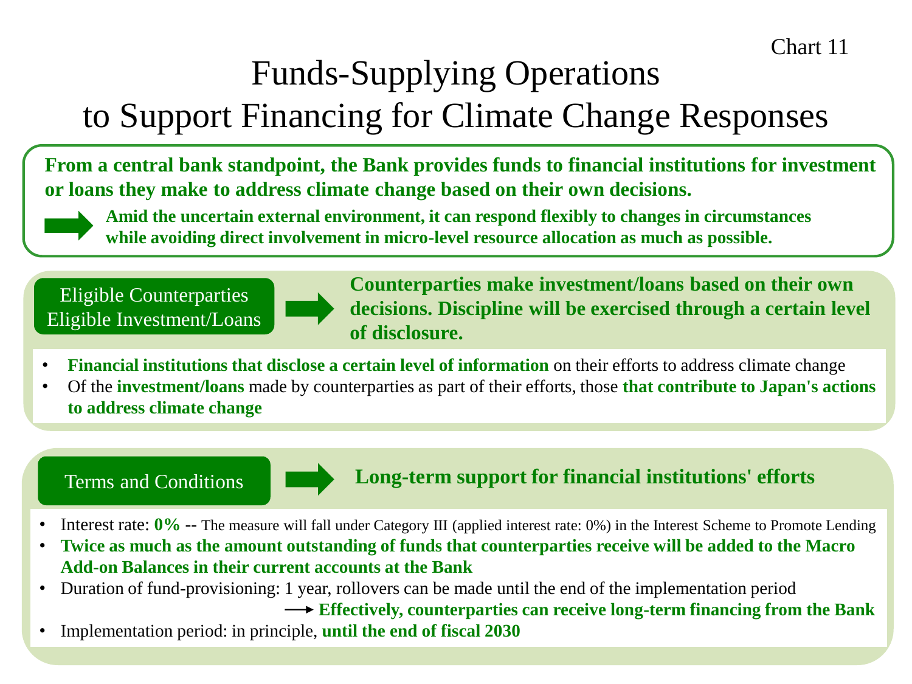Chart 11

# Funds-Supplying Operations to Support Financing for Climate Change Responses

**From a central bank standpoint, the Bank provides funds to financial institutions for investment or loans they make to address climate change based on their own decisions.**

➡ **Amid the uncertain external environment, it can respond flexibly to changes in circumstances while avoiding direct involvement in micro-level resource allocation as much as possible.**

## Eligible Counterparties / Eligible Investment/Loans

➡ **Counterparties make investment/loans based on their own decisions. Discipline will be exercised through a certain level of disclosure.**

- **Financial institutions that disclose a certain level of information** on their efforts to address climate change
- Of the **investment/loans** made by counterparties as part of their efforts, those **that contribute to Japan's actions to address climate change**

## Terms and Conditions

➡ **Long-term support for financial institutions' efforts**

- Interest rate: **0%** -- The measure will fall under Category III (applied interest rate: 0%) in the Interest Scheme to Promote Lending
- **Twice as much as the amount outstanding of funds that counterparties receive will be added to the Macro Add-on Balances in their current accounts at the Bank**
- Duration of fund-provisioning: 1 year, rollovers can be made until the end of the implementation period
  → **Effectively, counterparties can receive long-term financing from the Bank**
- Implementation period: in principle, **until the end of fiscal 2030**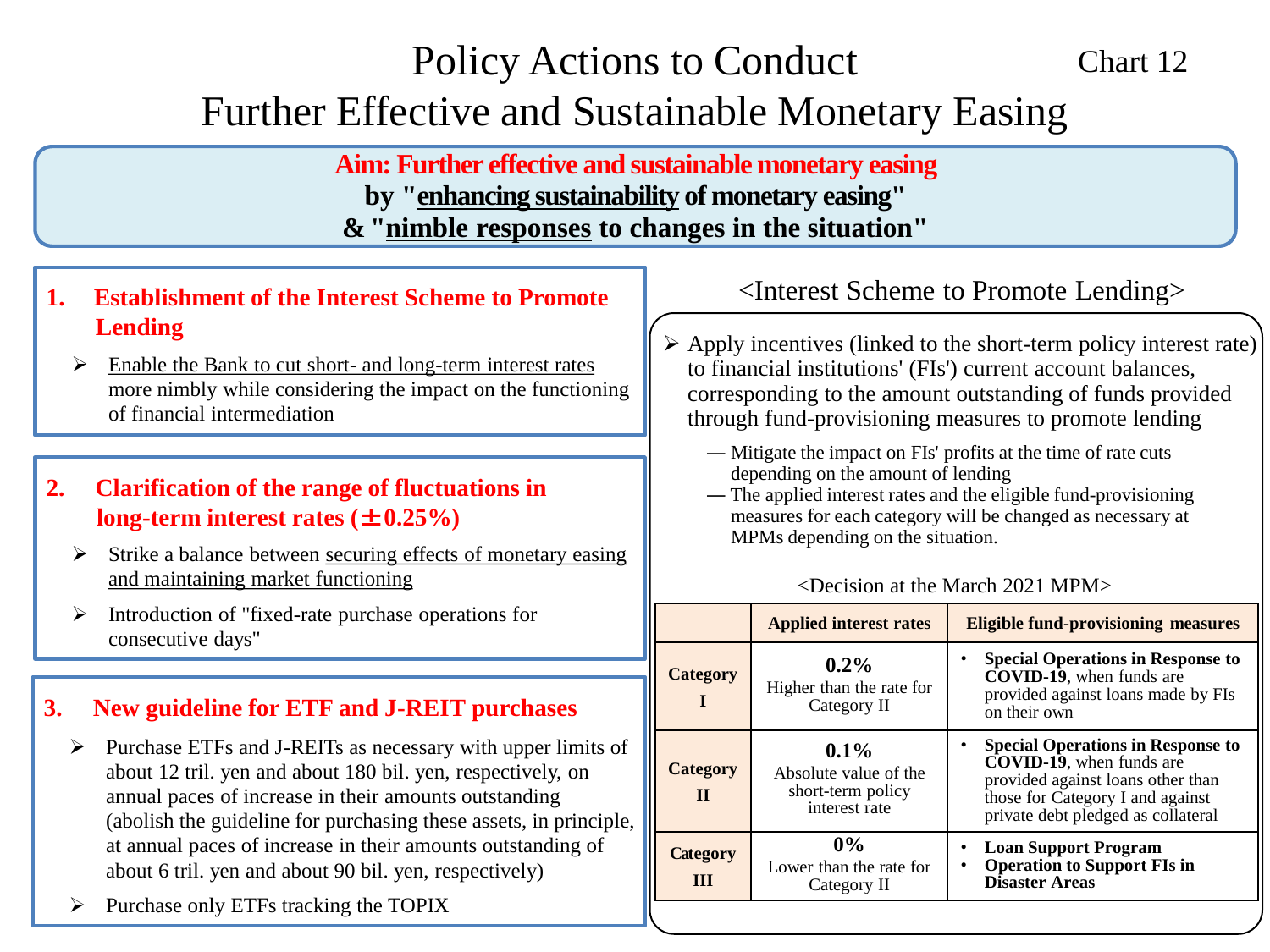# Policy Actions to Conduct Further Effective and Sustainable Monetary Easing

Chart 12

**Aim: Further effective and sustainable monetary easing**
**by "enhancing sustainability of monetary easing"**
**& "nimble responses to changes in the situation"**

## 1. Establishment of the Interest Scheme to Promote Lending

- Enable the Bank to cut short- and long-term interest rates more nimbly while considering the impact on the functioning of financial intermediation

## 2. Clarification of the range of fluctuations in long-term interest rates (±0.25%)

- Strike a balance between securing effects of monetary easing and maintaining market functioning
- Introduction of "fixed-rate purchase operations for consecutive days"

## 3. New guideline for ETF and J-REIT purchases

- Purchase ETFs and J-REITs as necessary with upper limits of about 12 tril. yen and about 180 bil. yen, respectively, on annual paces of increase in their amounts outstanding (abolish the guideline for purchasing these assets, in principle, at annual paces of increase in their amounts outstanding of about 6 tril. yen and about 90 bil. yen, respectively)
- Purchase only ETFs tracking the TOPIX

## <Interest Scheme to Promote Lending>

- Apply incentives (linked to the short-term policy interest rate) to financial institutions' (FIs') current account balances, corresponding to the amount outstanding of funds provided through fund-provisioning measures to promote lending
  - ― Mitigate the impact on FIs' profits at the time of rate cuts depending on the amount of lending
  - ― The applied interest rates and the eligible fund-provisioning measures for each category will be changed as necessary at MPMs depending on the situation.

<Decision at the March 2021 MPM>

| | Applied interest rates | Eligible fund-provisioning measures |
|---|---|---|
| **Category I** | **0.2%** Higher than the rate for Category II | • **Special Operations in Response to COVID-19**, when funds are provided against loans made by FIs on their own |
| **Category II** | **0.1%** Absolute value of the short-term policy interest rate | • **Special Operations in Response to COVID-19**, when funds are provided against loans other than those for Category I and against private debt pledged as collateral |
| **Category III** | **0%** Lower than the rate for Category II | • **Loan Support Program** • **Operation to Support FIs in Disaster Areas** |